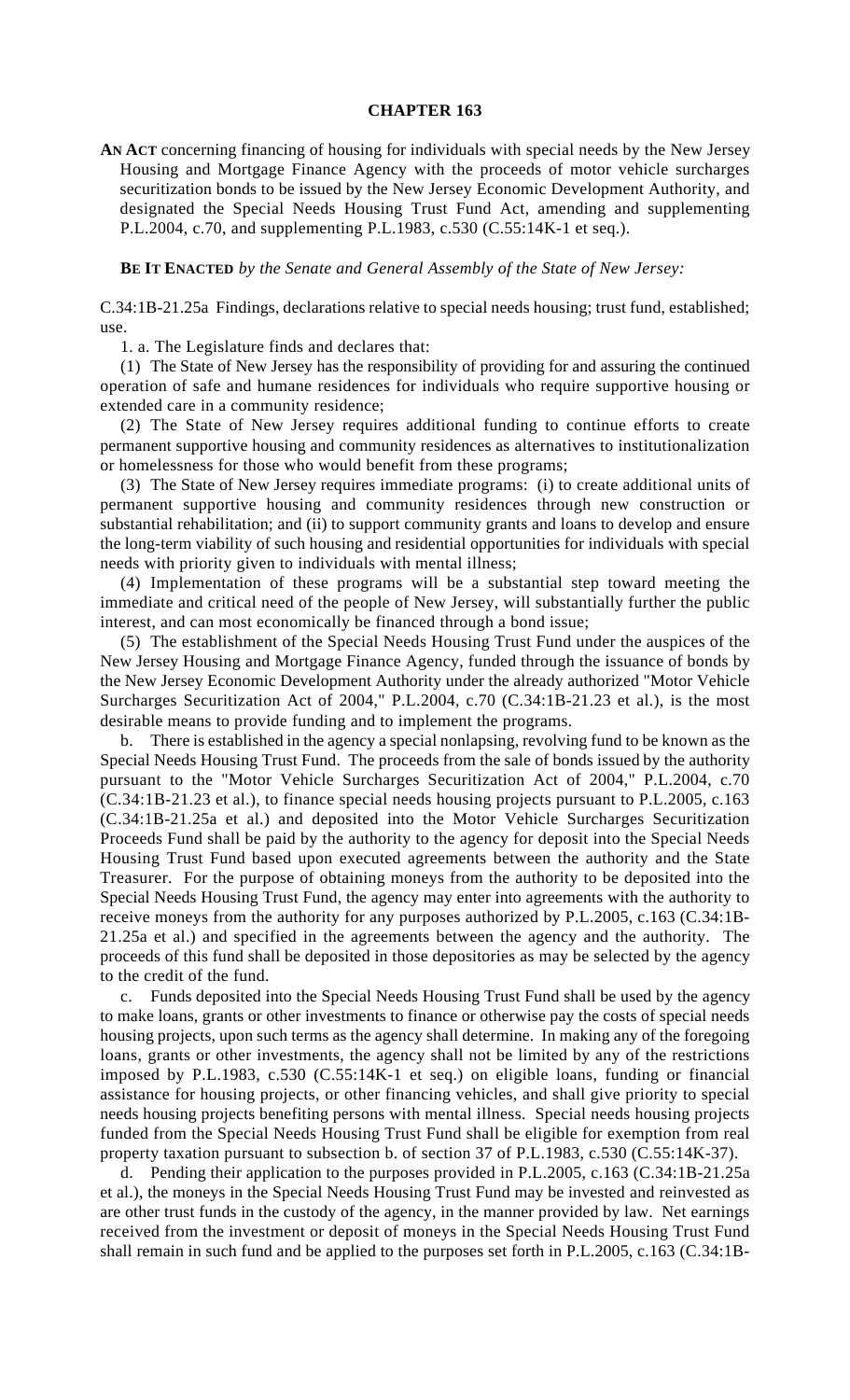# CHAPTER 163

**AN ACT** concerning financing of housing for individuals with special needs by the New Jersey Housing and Mortgage Finance Agency with the proceeds of motor vehicle surcharges securitization bonds to be issued by the New Jersey Economic Development Authority, and designated the Special Needs Housing Trust Fund Act, amending and supplementing P.L.2004, c.70, and supplementing P.L.1983, c.530 (C.55:14K-1 et seq.).

**BE IT ENACTED** *by the Senate and General Assembly of the State of New Jersey:*

C.34:1B-21.25a Findings, declarations relative to special needs housing; trust fund, established; use.

1. a. The Legislature finds and declares that:

(1) The State of New Jersey has the responsibility of providing for and assuring the continued operation of safe and humane residences for individuals who require supportive housing or extended care in a community residence;

(2) The State of New Jersey requires additional funding to continue efforts to create permanent supportive housing and community residences as alternatives to institutionalization or homelessness for those who would benefit from these programs;

(3) The State of New Jersey requires immediate programs: (i) to create additional units of permanent supportive housing and community residences through new construction or substantial rehabilitation; and (ii) to support community grants and loans to develop and ensure the long-term viability of such housing and residential opportunities for individuals with special needs with priority given to individuals with mental illness;

(4) Implementation of these programs will be a substantial step toward meeting the immediate and critical need of the people of New Jersey, will substantially further the public interest, and can most economically be financed through a bond issue;

(5) The establishment of the Special Needs Housing Trust Fund under the auspices of the New Jersey Housing and Mortgage Finance Agency, funded through the issuance of bonds by the New Jersey Economic Development Authority under the already authorized "Motor Vehicle Surcharges Securitization Act of 2004," P.L.2004, c.70 (C.34:1B-21.23 et al.), is the most desirable means to provide funding and to implement the programs.

b. There is established in the agency a special nonlapsing, revolving fund to be known as the Special Needs Housing Trust Fund. The proceeds from the sale of bonds issued by the authority pursuant to the "Motor Vehicle Surcharges Securitization Act of 2004," P.L.2004, c.70 (C.34:1B-21.23 et al.), to finance special needs housing projects pursuant to P.L.2005, c.163 (C.34:1B-21.25a et al.) and deposited into the Motor Vehicle Surcharges Securitization Proceeds Fund shall be paid by the authority to the agency for deposit into the Special Needs Housing Trust Fund based upon executed agreements between the authority and the State Treasurer. For the purpose of obtaining moneys from the authority to be deposited into the Special Needs Housing Trust Fund, the agency may enter into agreements with the authority to receive moneys from the authority for any purposes authorized by P.L.2005, c.163 (C.34:1B-21.25a et al.) and specified in the agreements between the agency and the authority. The proceeds of this fund shall be deposited in those depositories as may be selected by the agency to the credit of the fund.

c. Funds deposited into the Special Needs Housing Trust Fund shall be used by the agency to make loans, grants or other investments to finance or otherwise pay the costs of special needs housing projects, upon such terms as the agency shall determine. In making any of the foregoing loans, grants or other investments, the agency shall not be limited by any of the restrictions imposed by P.L.1983, c.530 (C.55:14K-1 et seq.) on eligible loans, funding or financial assistance for housing projects, or other financing vehicles, and shall give priority to special needs housing projects benefiting persons with mental illness. Special needs housing projects funded from the Special Needs Housing Trust Fund shall be eligible for exemption from real property taxation pursuant to subsection b. of section 37 of P.L.1983, c.530 (C.55:14K-37).

d. Pending their application to the purposes provided in P.L.2005, c.163 (C.34:1B-21.25a et al.), the moneys in the Special Needs Housing Trust Fund may be invested and reinvested as are other trust funds in the custody of the agency, in the manner provided by law. Net earnings received from the investment or deposit of moneys in the Special Needs Housing Trust Fund shall remain in such fund and be applied to the purposes set forth in P.L.2005, c.163 (C.34:1B-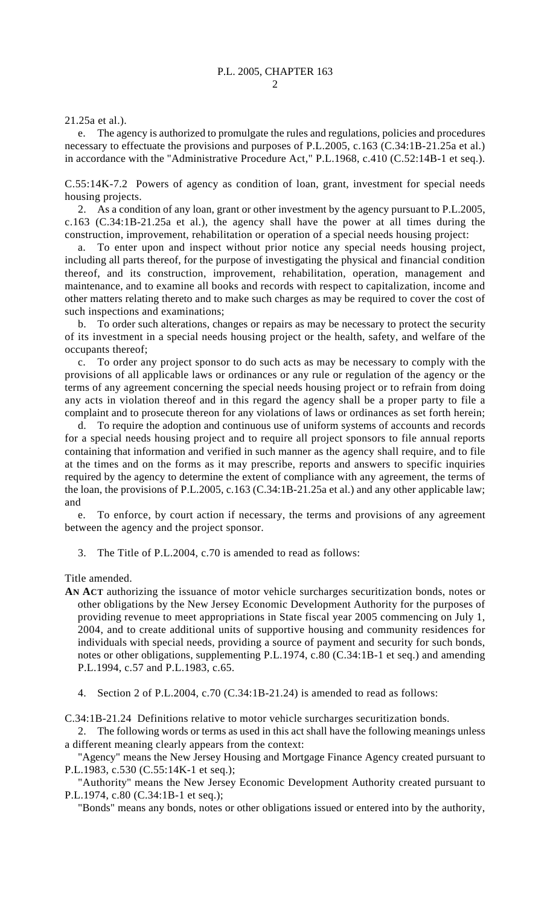21.25a et al.).

e. The agency is authorized to promulgate the rules and regulations, policies and procedures necessary to effectuate the provisions and purposes of P.L.2005, c.163 (C.34:1B-21.25a et al.) in accordance with the "Administrative Procedure Act," P.L.1968, c.410 (C.52:14B-1 et seq.).

C.55:14K-7.2 Powers of agency as condition of loan, grant, investment for special needs housing projects.

2. As a condition of any loan, grant or other investment by the agency pursuant to P.L.2005, c.163 (C.34:1B-21.25a et al.), the agency shall have the power at all times during the construction, improvement, rehabilitation or operation of a special needs housing project:

a. To enter upon and inspect without prior notice any special needs housing project, including all parts thereof, for the purpose of investigating the physical and financial condition thereof, and its construction, improvement, rehabilitation, operation, management and maintenance, and to examine all books and records with respect to capitalization, income and other matters relating thereto and to make such charges as may be required to cover the cost of such inspections and examinations;

b. To order such alterations, changes or repairs as may be necessary to protect the security of its investment in a special needs housing project or the health, safety, and welfare of the occupants thereof;

c. To order any project sponsor to do such acts as may be necessary to comply with the provisions of all applicable laws or ordinances or any rule or regulation of the agency or the terms of any agreement concerning the special needs housing project or to refrain from doing any acts in violation thereof and in this regard the agency shall be a proper party to file a complaint and to prosecute thereon for any violations of laws or ordinances as set forth herein;

d. To require the adoption and continuous use of uniform systems of accounts and records for a special needs housing project and to require all project sponsors to file annual reports containing that information and verified in such manner as the agency shall require, and to file at the times and on the forms as it may prescribe, reports and answers to specific inquiries required by the agency to determine the extent of compliance with any agreement, the terms of the loan, the provisions of P.L.2005, c.163 (C.34:1B-21.25a et al.) and any other applicable law; and

e. To enforce, by court action if necessary, the terms and provisions of any agreement between the agency and the project sponsor.

3. The Title of P.L.2004, c.70 is amended to read as follows:

Title amended.

**AN ACT** authorizing the issuance of motor vehicle surcharges securitization bonds, notes or other obligations by the New Jersey Economic Development Authority for the purposes of providing revenue to meet appropriations in State fiscal year 2005 commencing on July 1, 2004, and to create additional units of supportive housing and community residences for individuals with special needs, providing a source of payment and security for such bonds, notes or other obligations, supplementing P.L.1974, c.80 (C.34:1B-1 et seq.) and amending P.L.1994, c.57 and P.L.1983, c.65.

4. Section 2 of P.L.2004, c.70 (C.34:1B-21.24) is amended to read as follows:

C.34:1B-21.24 Definitions relative to motor vehicle surcharges securitization bonds.

2. The following words or terms as used in this act shall have the following meanings unless a different meaning clearly appears from the context:

"Agency" means the New Jersey Housing and Mortgage Finance Agency created pursuant to P.L.1983, c.530 (C.55:14K-1 et seq.);

"Authority" means the New Jersey Economic Development Authority created pursuant to P.L.1974, c.80 (C.34:1B-1 et seq.);

"Bonds" means any bonds, notes or other obligations issued or entered into by the authority,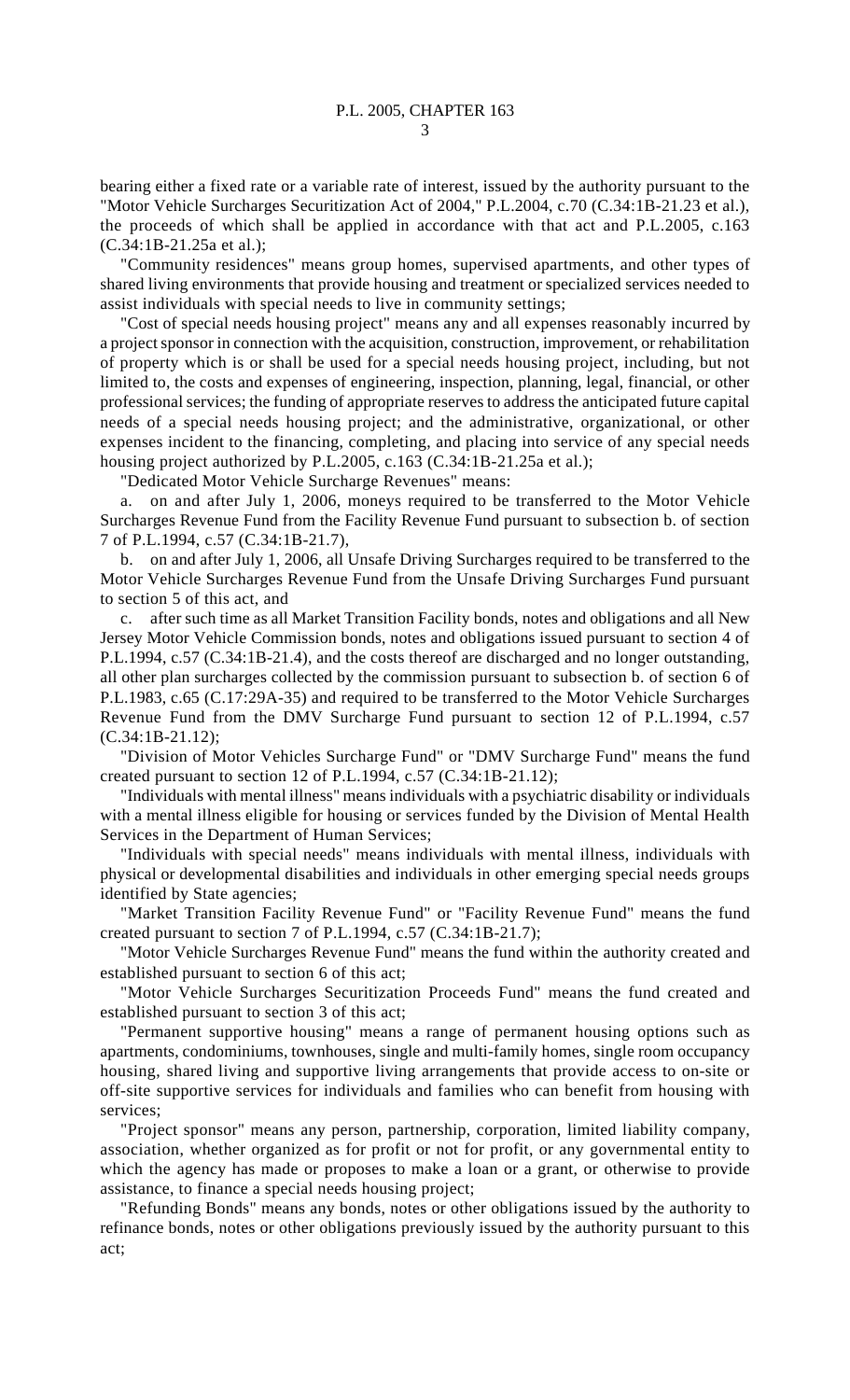bearing either a fixed rate or a variable rate of interest, issued by the authority pursuant to the "Motor Vehicle Surcharges Securitization Act of 2004," P.L.2004, c.70 (C.34:1B-21.23 et al.), the proceeds of which shall be applied in accordance with that act and P.L.2005, c.163 (C.34:1B-21.25a et al.);

"Community residences" means group homes, supervised apartments, and other types of shared living environments that provide housing and treatment or specialized services needed to assist individuals with special needs to live in community settings;

"Cost of special needs housing project" means any and all expenses reasonably incurred by a project sponsor in connection with the acquisition, construction, improvement, or rehabilitation of property which is or shall be used for a special needs housing project, including, but not limited to, the costs and expenses of engineering, inspection, planning, legal, financial, or other professional services; the funding of appropriate reserves to address the anticipated future capital needs of a special needs housing project; and the administrative, organizational, or other expenses incident to the financing, completing, and placing into service of any special needs housing project authorized by P.L.2005, c.163 (C.34:1B-21.25a et al.);

"Dedicated Motor Vehicle Surcharge Revenues" means:

a. on and after July 1, 2006, moneys required to be transferred to the Motor Vehicle Surcharges Revenue Fund from the Facility Revenue Fund pursuant to subsection b. of section 7 of P.L.1994, c.57 (C.34:1B-21.7),

b. on and after July 1, 2006, all Unsafe Driving Surcharges required to be transferred to the Motor Vehicle Surcharges Revenue Fund from the Unsafe Driving Surcharges Fund pursuant to section 5 of this act, and

c. after such time as all Market Transition Facility bonds, notes and obligations and all New Jersey Motor Vehicle Commission bonds, notes and obligations issued pursuant to section 4 of P.L.1994, c.57 (C.34:1B-21.4), and the costs thereof are discharged and no longer outstanding, all other plan surcharges collected by the commission pursuant to subsection b. of section 6 of P.L.1983, c.65 (C.17:29A-35) and required to be transferred to the Motor Vehicle Surcharges Revenue Fund from the DMV Surcharge Fund pursuant to section 12 of P.L.1994, c.57 (C.34:1B-21.12);

"Division of Motor Vehicles Surcharge Fund" or "DMV Surcharge Fund" means the fund created pursuant to section 12 of P.L.1994, c.57 (C.34:1B-21.12);

"Individuals with mental illness" means individuals with a psychiatric disability or individuals with a mental illness eligible for housing or services funded by the Division of Mental Health Services in the Department of Human Services;

"Individuals with special needs" means individuals with mental illness, individuals with physical or developmental disabilities and individuals in other emerging special needs groups identified by State agencies;

"Market Transition Facility Revenue Fund" or "Facility Revenue Fund" means the fund created pursuant to section 7 of P.L.1994, c.57 (C.34:1B-21.7);

"Motor Vehicle Surcharges Revenue Fund" means the fund within the authority created and established pursuant to section 6 of this act;

"Motor Vehicle Surcharges Securitization Proceeds Fund" means the fund created and established pursuant to section 3 of this act;

"Permanent supportive housing" means a range of permanent housing options such as apartments, condominiums, townhouses, single and multi-family homes, single room occupancy housing, shared living and supportive living arrangements that provide access to on-site or off-site supportive services for individuals and families who can benefit from housing with services;

"Project sponsor" means any person, partnership, corporation, limited liability company, association, whether organized as for profit or not for profit, or any governmental entity to which the agency has made or proposes to make a loan or a grant, or otherwise to provide assistance, to finance a special needs housing project;

"Refunding Bonds" means any bonds, notes or other obligations issued by the authority to refinance bonds, notes or other obligations previously issued by the authority pursuant to this act;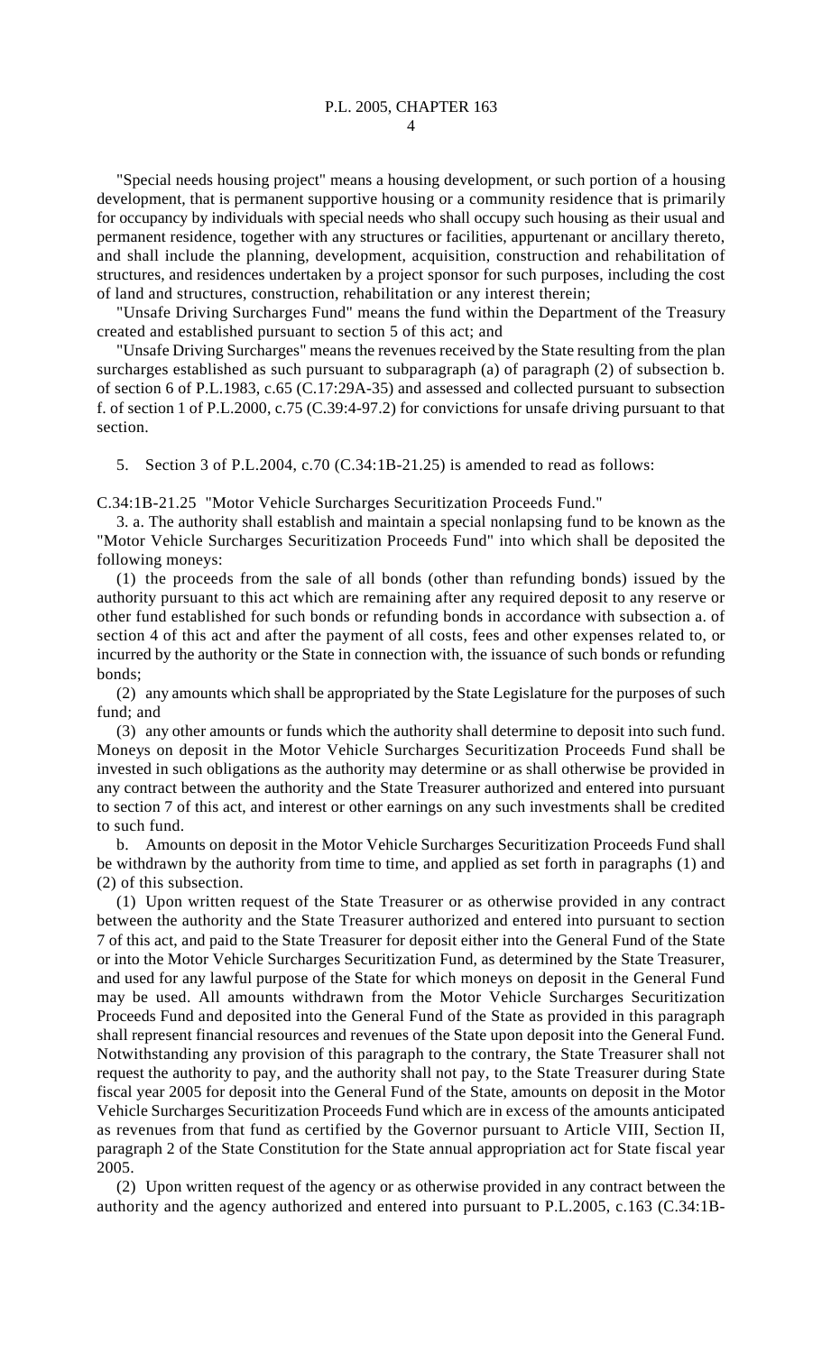"Special needs housing project" means a housing development, or such portion of a housing development, that is permanent supportive housing or a community residence that is primarily for occupancy by individuals with special needs who shall occupy such housing as their usual and permanent residence, together with any structures or facilities, appurtenant or ancillary thereto, and shall include the planning, development, acquisition, construction and rehabilitation of structures, and residences undertaken by a project sponsor for such purposes, including the cost of land and structures, construction, rehabilitation or any interest therein;

"Unsafe Driving Surcharges Fund" means the fund within the Department of the Treasury created and established pursuant to section 5 of this act; and

"Unsafe Driving Surcharges" means the revenues received by the State resulting from the plan surcharges established as such pursuant to subparagraph (a) of paragraph (2) of subsection b. of section 6 of P.L.1983, c.65 (C.17:29A-35) and assessed and collected pursuant to subsection f. of section 1 of P.L.2000, c.75 (C.39:4-97.2) for convictions for unsafe driving pursuant to that section.

5. Section 3 of P.L.2004, c.70 (C.34:1B-21.25) is amended to read as follows:

C.34:1B-21.25 "Motor Vehicle Surcharges Securitization Proceeds Fund."

3. a. The authority shall establish and maintain a special nonlapsing fund to be known as the "Motor Vehicle Surcharges Securitization Proceeds Fund" into which shall be deposited the following moneys:

(1) the proceeds from the sale of all bonds (other than refunding bonds) issued by the authority pursuant to this act which are remaining after any required deposit to any reserve or other fund established for such bonds or refunding bonds in accordance with subsection a. of section 4 of this act and after the payment of all costs, fees and other expenses related to, or incurred by the authority or the State in connection with, the issuance of such bonds or refunding bonds;

(2) any amounts which shall be appropriated by the State Legislature for the purposes of such fund; and

(3) any other amounts or funds which the authority shall determine to deposit into such fund. Moneys on deposit in the Motor Vehicle Surcharges Securitization Proceeds Fund shall be invested in such obligations as the authority may determine or as shall otherwise be provided in any contract between the authority and the State Treasurer authorized and entered into pursuant to section 7 of this act, and interest or other earnings on any such investments shall be credited to such fund.

b. Amounts on deposit in the Motor Vehicle Surcharges Securitization Proceeds Fund shall be withdrawn by the authority from time to time, and applied as set forth in paragraphs (1) and (2) of this subsection.

(1) Upon written request of the State Treasurer or as otherwise provided in any contract between the authority and the State Treasurer authorized and entered into pursuant to section 7 of this act, and paid to the State Treasurer for deposit either into the General Fund of the State or into the Motor Vehicle Surcharges Securitization Fund, as determined by the State Treasurer, and used for any lawful purpose of the State for which moneys on deposit in the General Fund may be used. All amounts withdrawn from the Motor Vehicle Surcharges Securitization Proceeds Fund and deposited into the General Fund of the State as provided in this paragraph shall represent financial resources and revenues of the State upon deposit into the General Fund. Notwithstanding any provision of this paragraph to the contrary, the State Treasurer shall not request the authority to pay, and the authority shall not pay, to the State Treasurer during State fiscal year 2005 for deposit into the General Fund of the State, amounts on deposit in the Motor Vehicle Surcharges Securitization Proceeds Fund which are in excess of the amounts anticipated as revenues from that fund as certified by the Governor pursuant to Article VIII, Section II, paragraph 2 of the State Constitution for the State annual appropriation act for State fiscal year 2005.

(2) Upon written request of the agency or as otherwise provided in any contract between the authority and the agency authorized and entered into pursuant to P.L.2005, c.163 (C.34:1B-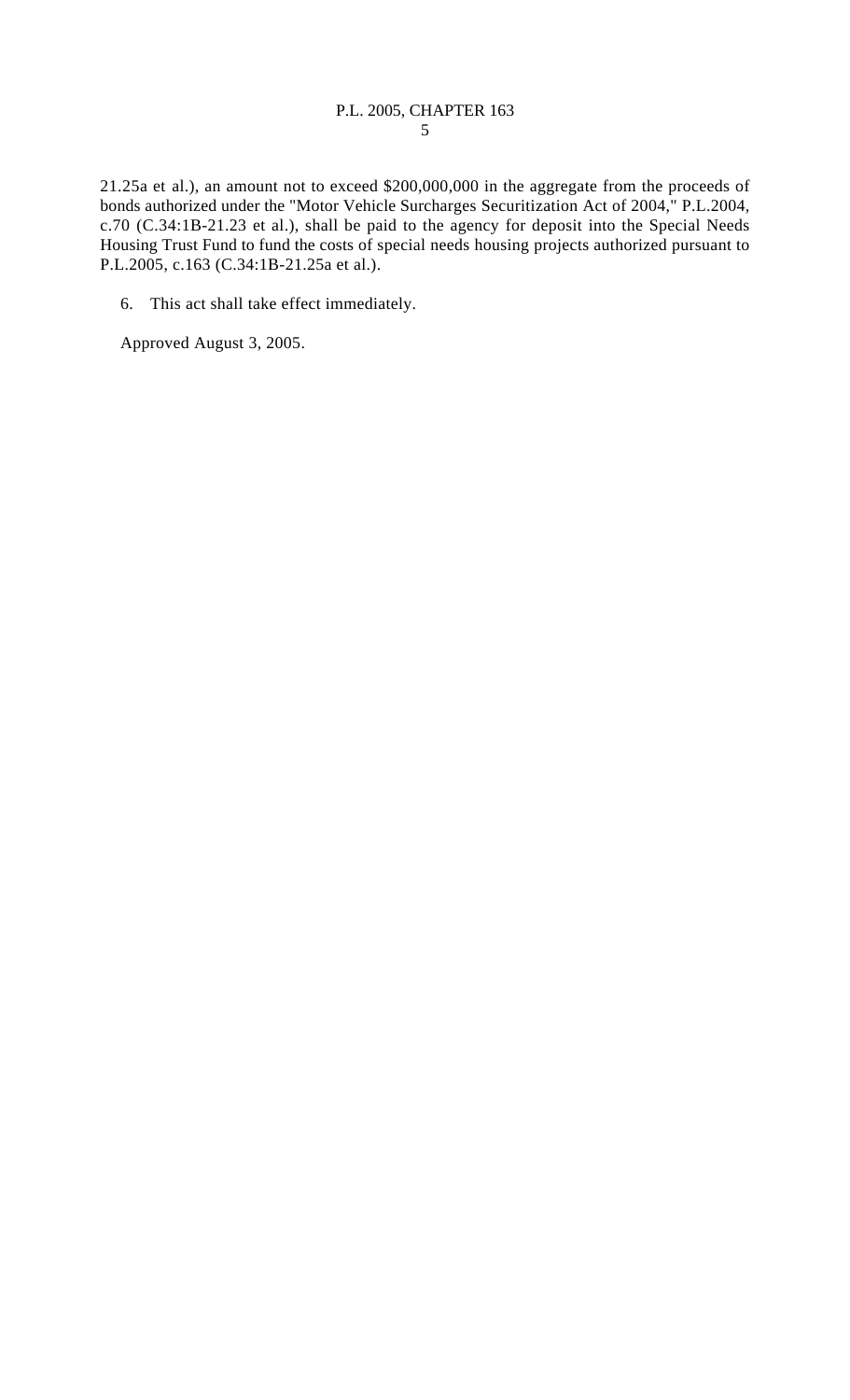21.25a et al.), an amount not to exceed $200,000,000 in the aggregate from the proceeds of bonds authorized under the "Motor Vehicle Surcharges Securitization Act of 2004," P.L.2004, c.70 (C.34:1B-21.23 et al.), shall be paid to the agency for deposit into the Special Needs Housing Trust Fund to fund the costs of special needs housing projects authorized pursuant to P.L.2005, c.163 (C.34:1B-21.25a et al.).

6. This act shall take effect immediately.

Approved August 3, 2005.